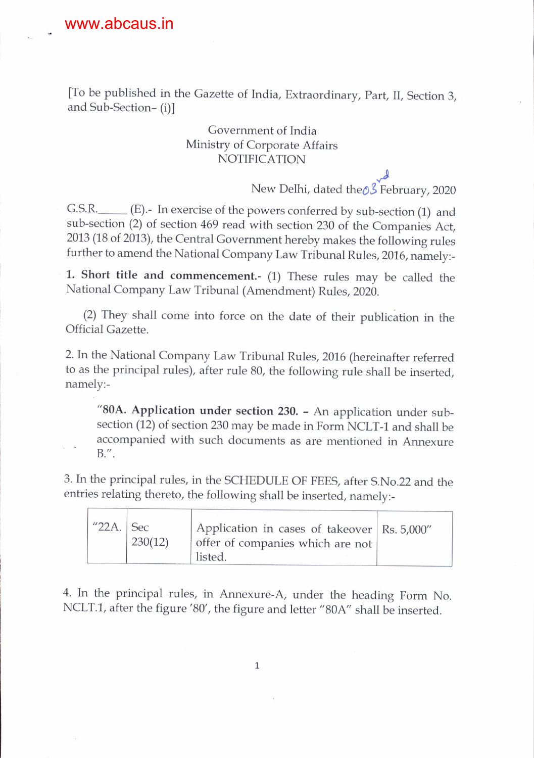www.abcaus.in

[To be published in the Gazette of India, Extraordinary, Part, II, Section 3, and Sub-Section- (i)]

Government of India
Ministry of Corporate Affairs
NOTIFICATION

New Delhi, dated the 03rd February, 2020

G.S.R.\_\_\_\_\_ (E).- In exercise of the powers conferred by sub-section (1) and sub-section (2) of section 469 read with section 230 of the Companies Act, 2013 (18 of 2013), the Central Government hereby makes the following rules further to amend the National Company Law Tribunal Rules, 2016, namely:-

**1. Short title and commencement.**- (1) These rules may be called the National Company Law Tribunal (Amendment) Rules, 2020.

(2) They shall come into force on the date of their publication in the Official Gazette.

2. In the National Company Law Tribunal Rules, 2016 (hereinafter referred to as the principal rules), after rule 80, the following rule shall be inserted, namely:-

> "**80A. Application under section 230.** – An application under sub-section (12) of section 230 may be made in Form NCLT-1 and shall be accompanied with such documents as are mentioned in Annexure B.".

3. In the principal rules, in the SCHEDULE OF FEES, after S.No.22 and the entries relating thereto, the following shall be inserted, namely:-

| "22A. | Sec 230(12) | Application in cases of takeover offer of companies which are not listed. | Rs. 5,000" |
|---|---|---|---|

4. In the principal rules, in Annexure-A, under the heading Form No. NCLT.1, after the figure '80', the figure and letter "80A" shall be inserted.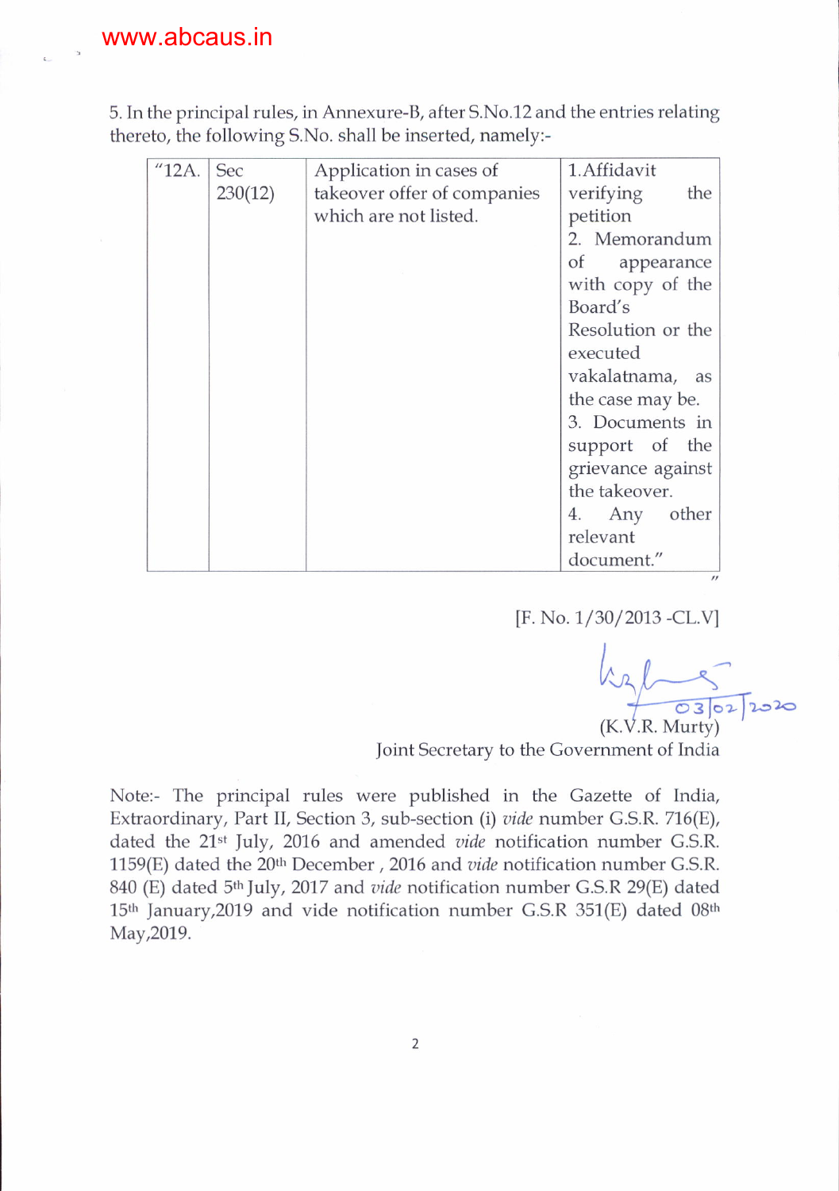5. In the principal rules, in Annexure-B, after S.No.12 and the entries relating thereto, the following S.No. shall be inserted, namely:-

| | | | |
|---|---|---|---|
| "12A. | Sec 230(12) | Application in cases of takeover offer of companies which are not listed. | 1. Affidavit verifying the petition 2. Memorandum of appearance with copy of the Board's Resolution or the executed vakalatnama, as the case may be. 3. Documents in support of the grievance against the takeover. 4. Any other relevant document." |

"

[F. No. 1/30/2013 -CL.V]

03/02/2020

(K.V.R. Murty)

Joint Secretary to the Government of India

Note:- The principal rules were published in the Gazette of India, Extraordinary, Part II, Section 3, sub-section (i) *vide* number G.S.R. 716(E), dated the 21st July, 2016 and amended *vide* notification number G.S.R. 1159(E) dated the 20th December , 2016 and *vide* notification number G.S.R. 840 (E) dated 5th July, 2017 and *vide* notification number G.S.R 29(E) dated 15th January,2019 and vide notification number G.S.R 351(E) dated 08th May,2019.